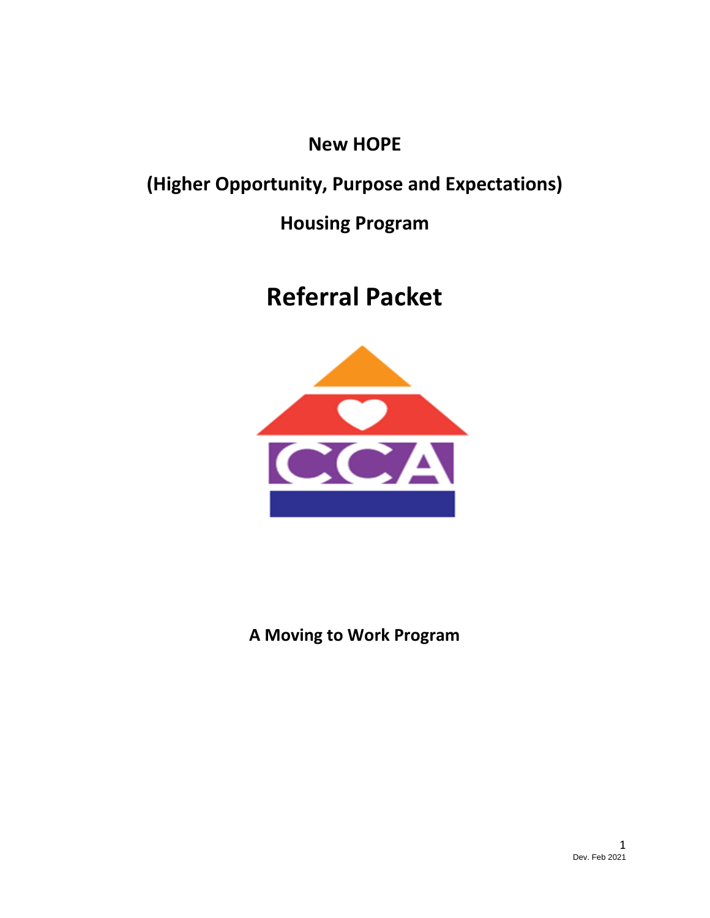# New HOPE

## (Higher Opportunity, Purpose and Expectations)

## Housing Program

# Referral Packet

CCA

**A Moving to Work Program**

Dev. Feb 2021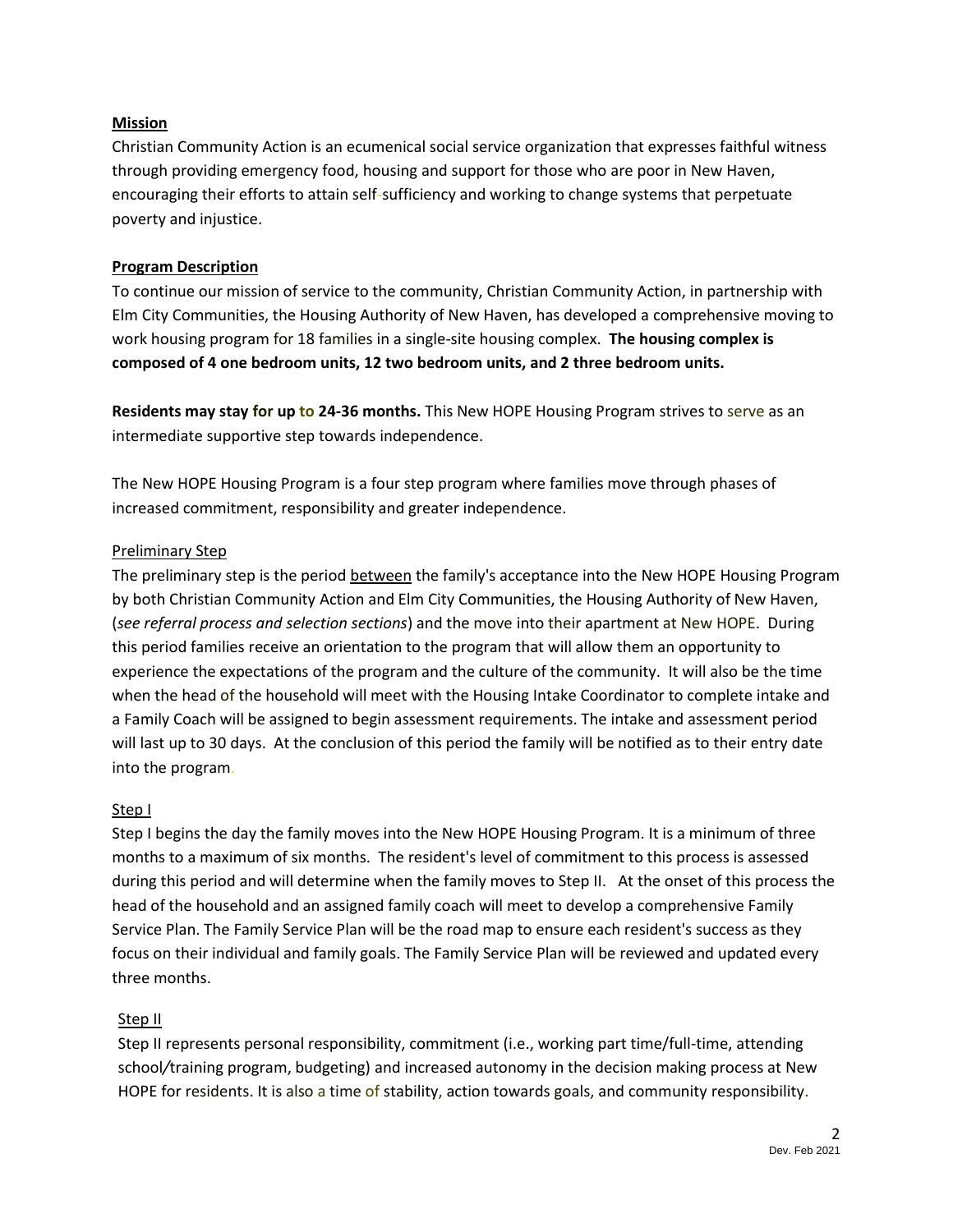**Mission**

Christian Community Action is an ecumenical social service organization that expresses faithful witness through providing emergency food, housing and support for those who are poor in New Haven, encouraging their efforts to attain self-sufficiency and working to change systems that perpetuate poverty and injustice.

**Program Description**

To continue our mission of service to the community, Christian Community Action, in partnership with Elm City Communities, the Housing Authority of New Haven, has developed a comprehensive moving to work housing program for 18 families in a single-site housing complex. **The housing complex is composed of 4 one bedroom units, 12 two bedroom units, and 2 three bedroom units.**

**Residents may stay for up to 24-36 months.** This New HOPE Housing Program strives to serve as an intermediate supportive step towards independence.

The New HOPE Housing Program is a four step program where families move through phases of increased commitment, responsibility and greater independence.

Preliminary Step

The preliminary step is the period between the family's acceptance into the New HOPE Housing Program by both Christian Community Action and Elm City Communities, the Housing Authority of New Haven, (*see referral process and selection sections*) and the move into their apartment at New HOPE. During this period families receive an orientation to the program that will allow them an opportunity to experience the expectations of the program and the culture of the community. It will also be the time when the head of the household will meet with the Housing Intake Coordinator to complete intake and a Family Coach will be assigned to begin assessment requirements. The intake and assessment period will last up to 30 days. At the conclusion of this period the family will be notified as to their entry date into the program.

Step I

Step I begins the day the family moves into the New HOPE Housing Program. It is a minimum of three months to a maximum of six months. The resident's level of commitment to this process is assessed during this period and will determine when the family moves to Step II. At the onset of this process the head of the household and an assigned family coach will meet to develop a comprehensive Family Service Plan. The Family Service Plan will be the road map to ensure each resident's success as they focus on their individual and family goals. The Family Service Plan will be reviewed and updated every three months.

Step II

Step II represents personal responsibility, commitment (i.e., working part time/full-time, attending school/training program, budgeting) and increased autonomy in the decision making process at New HOPE for residents. It is also a time of stability, action towards goals, and community responsibility.

Dev. Feb 2021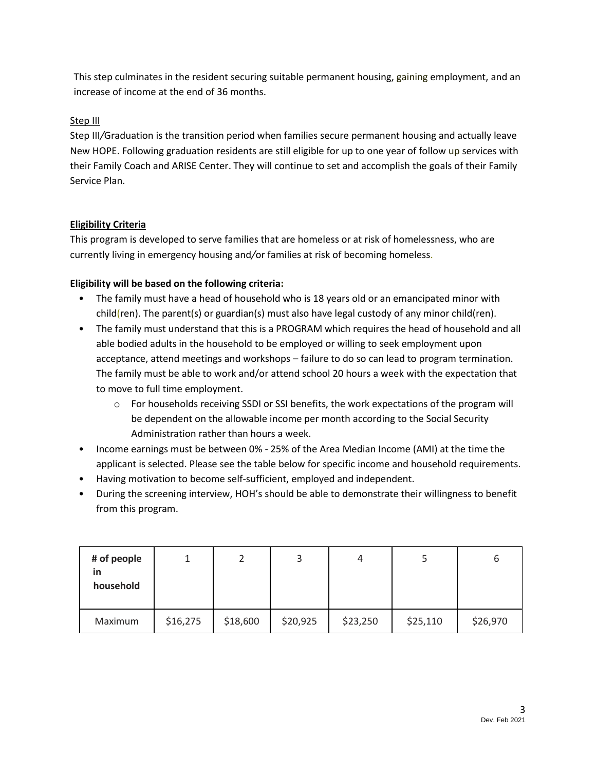This step culminates in the resident securing suitable permanent housing, gaining employment, and an increase of income at the end of 36 months.

Step III

Step III/Graduation is the transition period when families secure permanent housing and actually leave New HOPE. Following graduation residents are still eligible for up to one year of follow up services with their Family Coach and ARISE Center. They will continue to set and accomplish the goals of their Family Service Plan.

**Eligibility Criteria**

This program is developed to serve families that are homeless or at risk of homelessness, who are currently living in emergency housing and/or families at risk of becoming homeless.

**Eligibility will be based on the following criteria:**

- The family must have a head of household who is 18 years old or an emancipated minor with child(ren). The parent(s) or guardian(s) must also have legal custody of any minor child(ren).
- The family must understand that this is a PROGRAM which requires the head of household and all able bodied adults in the household to be employed or willing to seek employment upon acceptance, attend meetings and workshops – failure to do so can lead to program termination. The family must be able to work and/or attend school 20 hours a week with the expectation that to move to full time employment.
  - For households receiving SSDI or SSI benefits, the work expectations of the program will be dependent on the allowable income per month according to the Social Security Administration rather than hours a week.
- Income earnings must be between 0% - 25% of the Area Median Income (AMI) at the time the applicant is selected. Please see the table below for specific income and household requirements.
- Having motivation to become self-sufficient, employed and independent.
- During the screening interview, HOH's should be able to demonstrate their willingness to benefit from this program.

| **# of people in household** | 1 | 2 | 3 | 4 | 5 | 6 |
|---|---|---|---|---|---|---|
| Maximum | $16,275 | $18,600 | $20,925 | $23,250 | $25,110 | $26,970 |

Dev. Feb 2021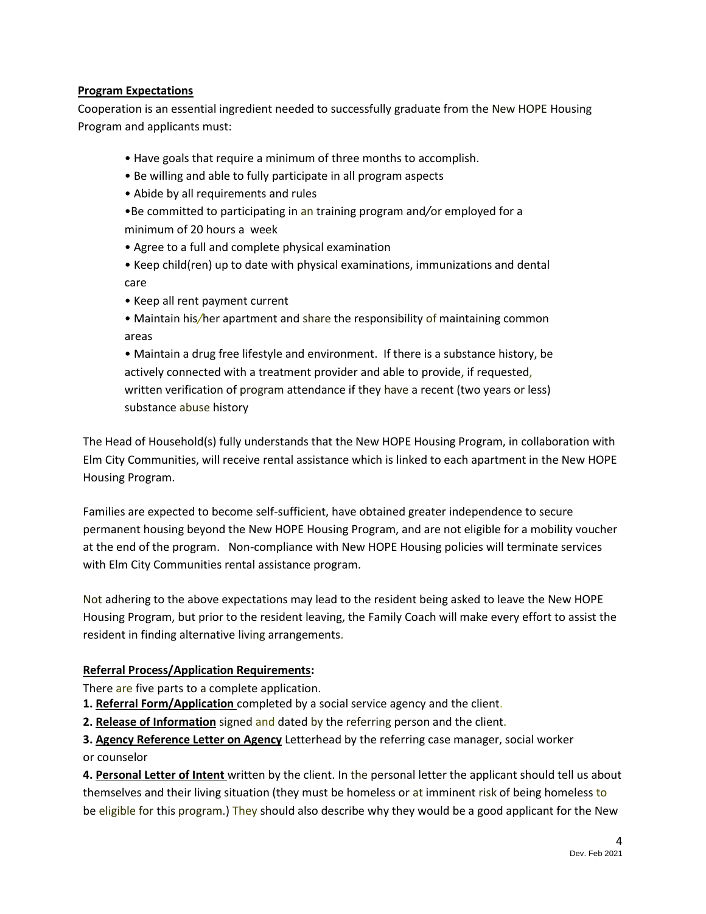**Program Expectations**

Cooperation is an essential ingredient needed to successfully graduate from the New HOPE Housing Program and applicants must:

- Have goals that require a minimum of three months to accomplish.
- Be willing and able to fully participate in all program aspects
- Abide by all requirements and rules
- Be committed to participating in an training program and/or employed for a minimum of 20 hours a week
- Agree to a full and complete physical examination
- Keep child(ren) up to date with physical examinations, immunizations and dental care
- Keep all rent payment current
- Maintain his/her apartment and share the responsibility of maintaining common areas
- Maintain a drug free lifestyle and environment. If there is a substance history, be actively connected with a treatment provider and able to provide, if requested, written verification of program attendance if they have a recent (two years or less) substance abuse history

The Head of Household(s) fully understands that the New HOPE Housing Program, in collaboration with Elm City Communities, will receive rental assistance which is linked to each apartment in the New HOPE Housing Program.

Families are expected to become self-sufficient, have obtained greater independence to secure permanent housing beyond the New HOPE Housing Program, and are not eligible for a mobility voucher at the end of the program. Non-compliance with New HOPE Housing policies will terminate services with Elm City Communities rental assistance program.

Not adhering to the above expectations may lead to the resident being asked to leave the New HOPE Housing Program, but prior to the resident leaving, the Family Coach will make every effort to assist the resident in finding alternative living arrangements.

**Referral Process/Application Requirements:**

There are five parts to a complete application.

1. **Referral Form/Application** completed by a social service agency and the client.
2. **Release of Information** signed and dated by the referring person and the client.
3. **Agency Reference Letter on Agency** Letterhead by the referring case manager, social worker or counselor
4. **Personal Letter of Intent** written by the client. In the personal letter the applicant should tell us about themselves and their living situation (they must be homeless or at imminent risk of being homeless to be eligible for this program.) They should also describe why they would be a good applicant for the New

Dev. Feb 2021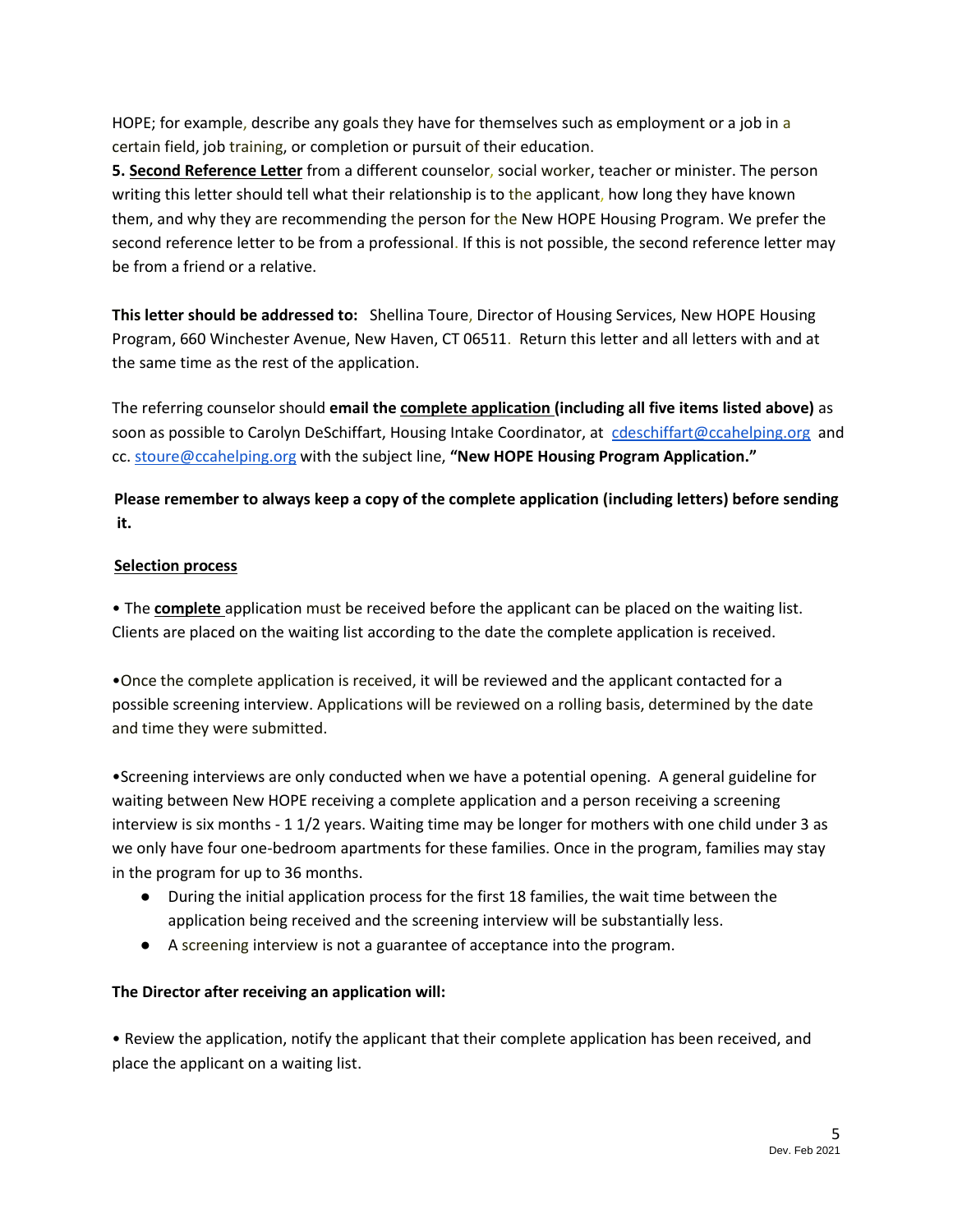HOPE; for example, describe any goals they have for themselves such as employment or a job in a certain field, job training, or completion or pursuit of their education.

**5. Second Reference Letter** from a different counselor, social worker, teacher or minister. The person writing this letter should tell what their relationship is to the applicant, how long they have known them, and why they are recommending the person for the New HOPE Housing Program. We prefer the second reference letter to be from a professional. If this is not possible, the second reference letter may be from a friend or a relative.

**This letter should be addressed to:** Shellina Toure, Director of Housing Services, New HOPE Housing Program, 660 Winchester Avenue, New Haven, CT 06511. Return this letter and all letters with and at the same time as the rest of the application.

The referring counselor should **email the complete application (including all five items listed above)** as soon as possible to Carolyn DeSchiffart, Housing Intake Coordinator, at cdeschiffart@ccahelping.org and cc. stoure@ccahelping.org with the subject line, **"New HOPE Housing Program Application."**

**Please remember to always keep a copy of the complete application (including letters) before sending it.**

**Selection process**

• The **complete** application must be received before the applicant can be placed on the waiting list. Clients are placed on the waiting list according to the date the complete application is received.

• Once the complete application is received, it will be reviewed and the applicant contacted for a possible screening interview. Applications will be reviewed on a rolling basis, determined by the date and time they were submitted.

• Screening interviews are only conducted when we have a potential opening. A general guideline for waiting between New HOPE receiving a complete application and a person receiving a screening interview is six months - 1 1/2 years. Waiting time may be longer for mothers with one child under 3 as we only have four one-bedroom apartments for these families. Once in the program, families may stay in the program for up to 36 months.

- During the initial application process for the first 18 families, the wait time between the application being received and the screening interview will be substantially less.
- A screening interview is not a guarantee of acceptance into the program.

**The Director after receiving an application will:**

• Review the application, notify the applicant that their complete application has been received, and place the applicant on a waiting list.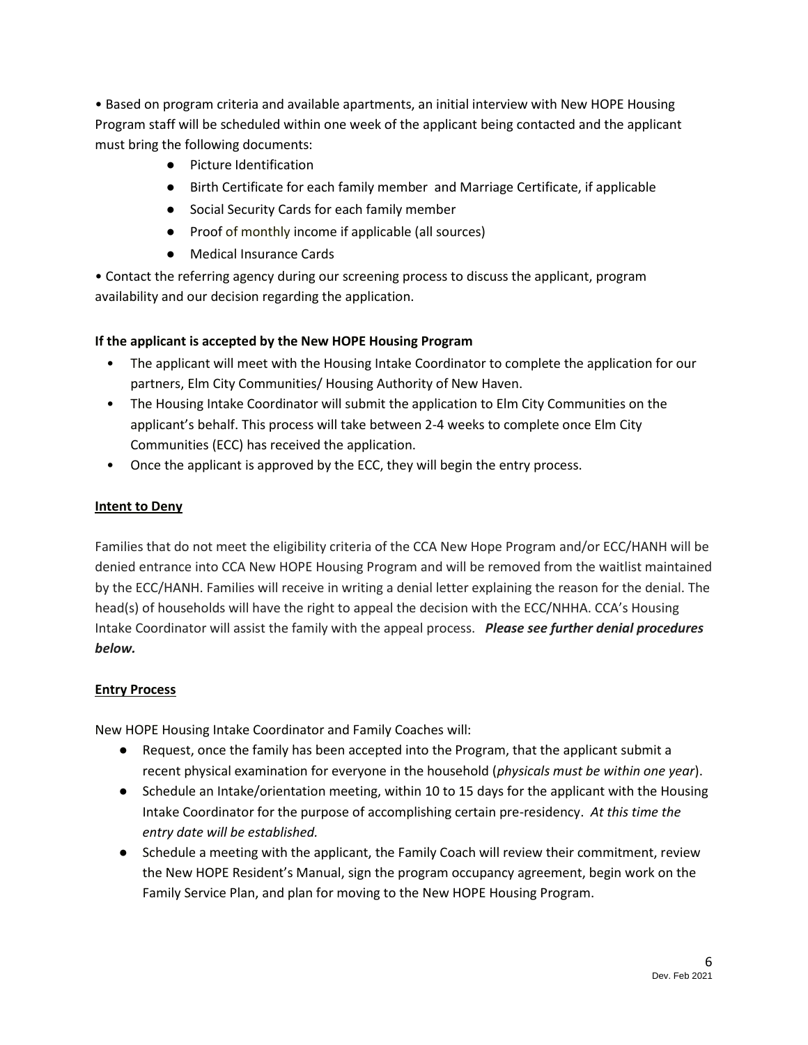• Based on program criteria and available apartments, an initial interview with New HOPE Housing Program staff will be scheduled within one week of the applicant being contacted and the applicant must bring the following documents:

- Picture Identification
- Birth Certificate for each family member and Marriage Certificate, if applicable
- Social Security Cards for each family member
- Proof of monthly income if applicable (all sources)
- Medical Insurance Cards

• Contact the referring agency during our screening process to discuss the applicant, program availability and our decision regarding the application.

**If the applicant is accepted by the New HOPE Housing Program**

- The applicant will meet with the Housing Intake Coordinator to complete the application for our partners, Elm City Communities/ Housing Authority of New Haven.
- The Housing Intake Coordinator will submit the application to Elm City Communities on the applicant's behalf. This process will take between 2-4 weeks to complete once Elm City Communities (ECC) has received the application.
- Once the applicant is approved by the ECC, they will begin the entry process.

**Intent to Deny**

Families that do not meet the eligibility criteria of the CCA New Hope Program and/or ECC/HANH will be denied entrance into CCA New HOPE Housing Program and will be removed from the waitlist maintained by the ECC/HANH. Families will receive in writing a denial letter explaining the reason for the denial. The head(s) of households will have the right to appeal the decision with the ECC/NHHA. CCA's Housing Intake Coordinator will assist the family with the appeal process. ***Please see further denial procedures below.***

**Entry Process**

New HOPE Housing Intake Coordinator and Family Coaches will:

- Request, once the family has been accepted into the Program, that the applicant submit a recent physical examination for everyone in the household (*physicals must be within one year*).
- Schedule an Intake/orientation meeting, within 10 to 15 days for the applicant with the Housing Intake Coordinator for the purpose of accomplishing certain pre-residency. *At this time the entry date will be established.*
- Schedule a meeting with the applicant, the Family Coach will review their commitment, review the New HOPE Resident's Manual, sign the program occupancy agreement, begin work on the Family Service Plan, and plan for moving to the New HOPE Housing Program.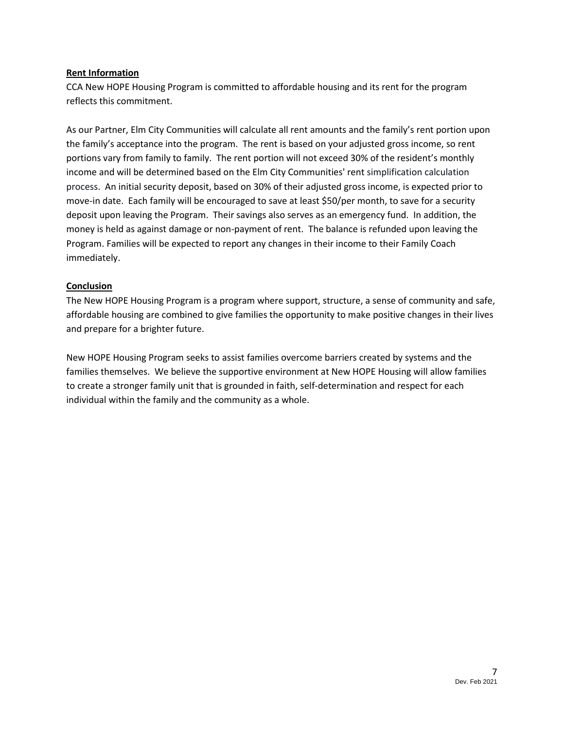**Rent Information**

CCA New HOPE Housing Program is committed to affordable housing and its rent for the program reflects this commitment.

As our Partner, Elm City Communities will calculate all rent amounts and the family's rent portion upon the family's acceptance into the program. The rent is based on your adjusted gross income, so rent portions vary from family to family. The rent portion will not exceed 30% of the resident's monthly income and will be determined based on the Elm City Communities' rent simplification calculation process. An initial security deposit, based on 30% of their adjusted gross income, is expected prior to move-in date. Each family will be encouraged to save at least $50/per month, to save for a security deposit upon leaving the Program. Their savings also serves as an emergency fund. In addition, the money is held as against damage or non-payment of rent. The balance is refunded upon leaving the Program. Families will be expected to report any changes in their income to their Family Coach immediately.

**Conclusion**

The New HOPE Housing Program is a program where support, structure, a sense of community and safe, affordable housing are combined to give families the opportunity to make positive changes in their lives and prepare for a brighter future.

New HOPE Housing Program seeks to assist families overcome barriers created by systems and the families themselves. We believe the supportive environment at New HOPE Housing will allow families to create a stronger family unit that is grounded in faith, self-determination and respect for each individual within the family and the community as a whole.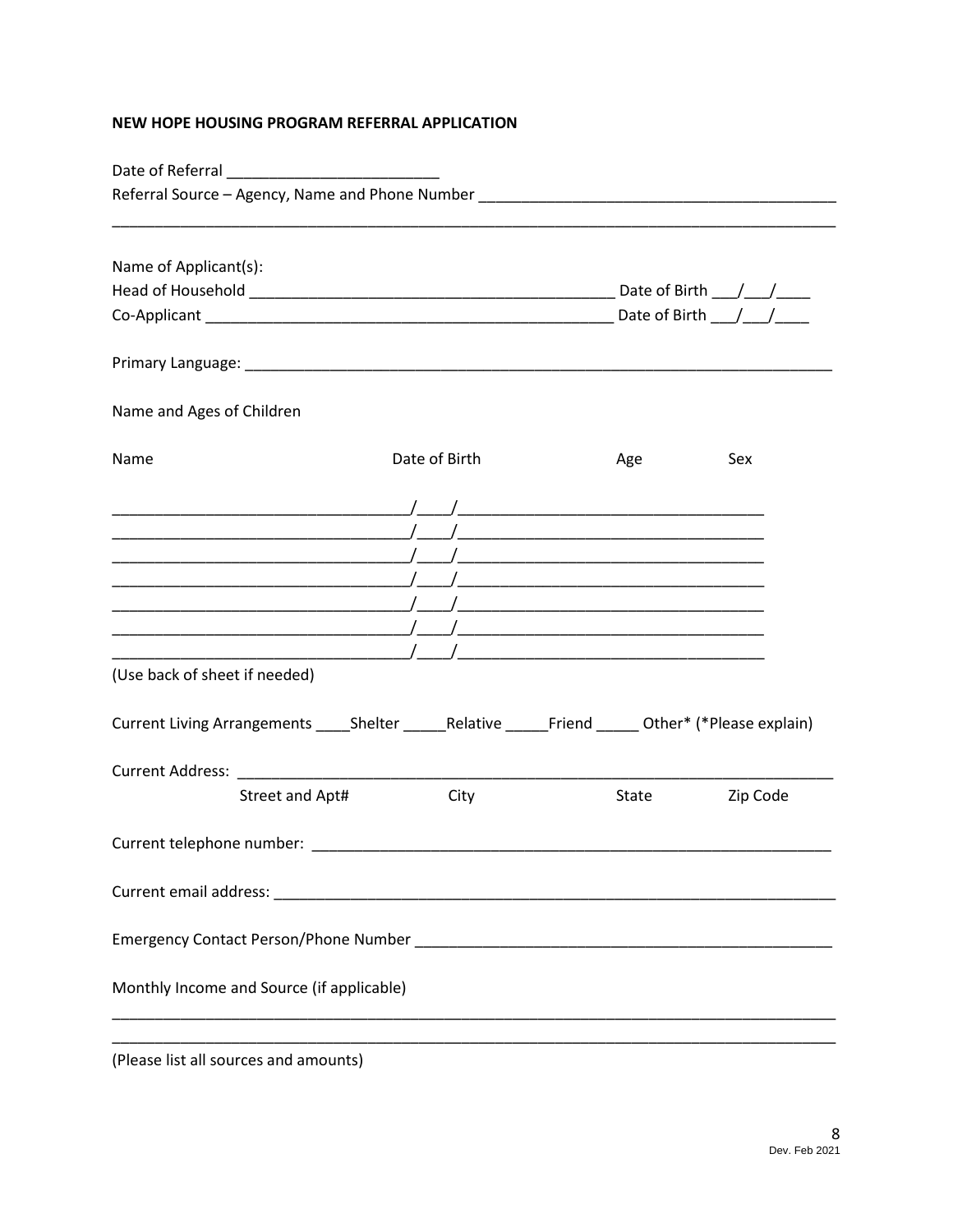**NEW HOPE HOUSING PROGRAM REFERRAL APPLICATION**

Date of Referral _________________________

Referral Source – Agency, Name and Phone Number _________________________________________

_____________________________________________________________________________________

Name of Applicant(s):

Head of Household ___________________________________________ Date of Birth ___/___/____

Co-Applicant _______________________________________________ Date of Birth ___/___/____

Primary Language: ____________________________________________________________________

Name and Ages of Children

| Name | Date of Birth | Age | Sex |
|---|---|---|---|
| ___________________ | ___/___/___ | ______ | ______ |
| ___________________ | ___/___/___ | ______ | ______ |
| ___________________ | ___/___/___ | ______ | ______ |
| ___________________ | ___/___/___ | ______ | ______ |
| ___________________ | ___/___/___ | ______ | ______ |
| ___________________ | ___/___/___ | ______ | ______ |
| ___________________ | ___/___/___ | ______ | ______ |

(Use back of sheet if needed)

Current Living Arrangements ____Shelter _____Relative _____Friend _____ Other* (*Please explain)

Current Address: ______________________________________________________________________

Street and Apt# City State Zip Code

Current telephone number: _____________________________________________________________

Current email address: _________________________________________________________________

Emergency Contact Person/Phone Number __________________________________________________

Monthly Income and Source (if applicable)

_____________________________________________________________________________________

_____________________________________________________________________________________

(Please list all sources and amounts)

Dev. Feb 2021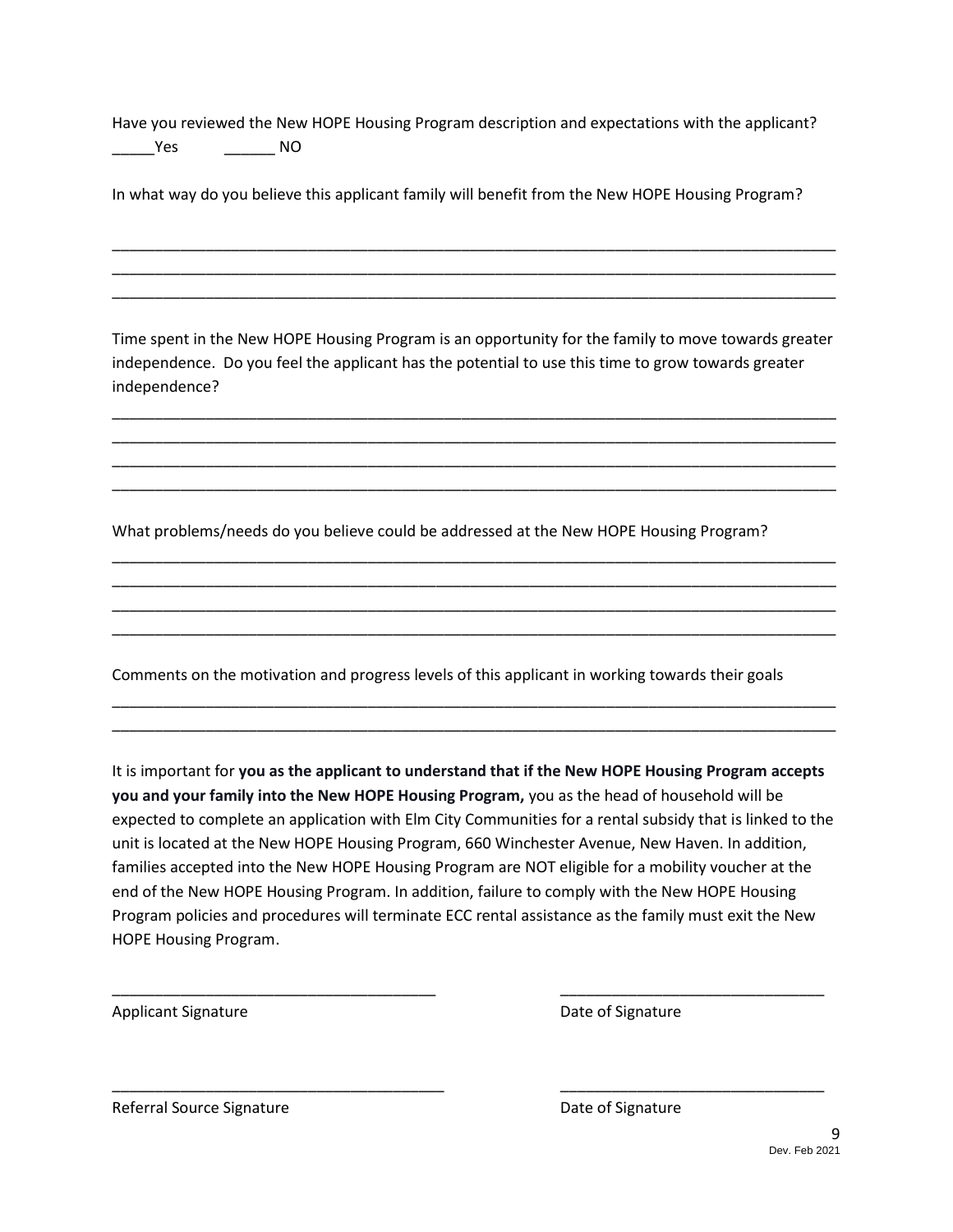Have you reviewed the New HOPE Housing Program description and expectations with the applicant?
_____Yes          ______ NO

In what way do you believe this applicant family will benefit from the New HOPE Housing Program?

_______________________________________________________________________________________
_______________________________________________________________________________________
_______________________________________________________________________________________

Time spent in the New HOPE Housing Program is an opportunity for the family to move towards greater independence. Do you feel the applicant has the potential to use this time to grow towards greater independence?

_______________________________________________________________________________________
_______________________________________________________________________________________
_______________________________________________________________________________________
_______________________________________________________________________________________

What problems/needs do you believe could be addressed at the New HOPE Housing Program?

_______________________________________________________________________________________
_______________________________________________________________________________________
_______________________________________________________________________________________
_______________________________________________________________________________________

Comments on the motivation and progress levels of this applicant in working towards their goals

_______________________________________________________________________________________
_______________________________________________________________________________________

It is important for **you as the applicant to understand that if the New HOPE Housing Program accepts you and your family into the New HOPE Housing Program,** you as the head of household will be expected to complete an application with Elm City Communities for a rental subsidy that is linked to the unit is located at the New HOPE Housing Program, 660 Winchester Avenue, New Haven. In addition, families accepted into the New HOPE Housing Program are NOT eligible for a mobility voucher at the end of the New HOPE Housing Program. In addition, failure to comply with the New HOPE Housing Program policies and procedures will terminate ECC rental assistance as the family must exit the New HOPE Housing Program.

_____________________________________          ______________________________

Applicant Signature          Date of Signature

_____________________________________          ______________________________

Referral Source Signature          Date of Signature

Dev. Feb 2021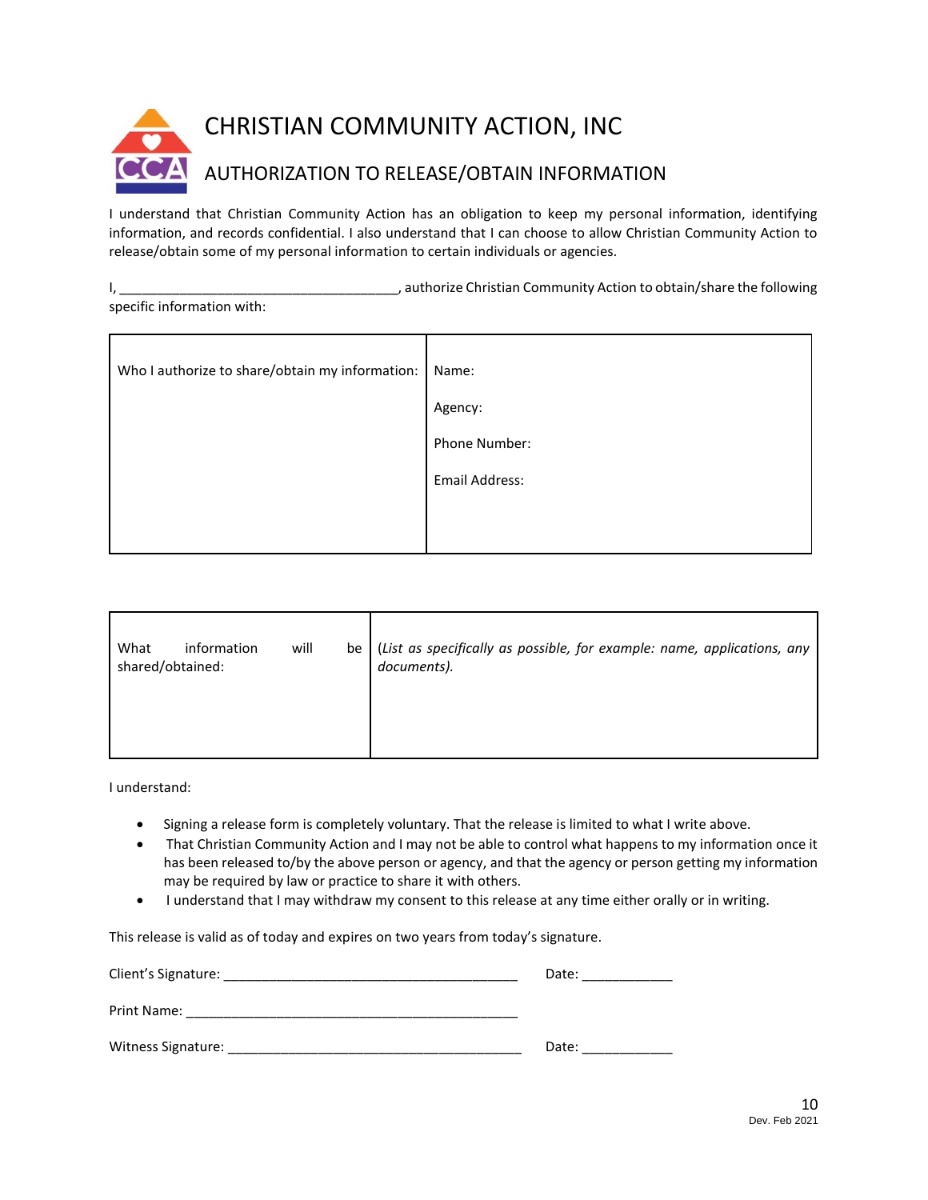# CHRISTIAN COMMUNITY ACTION, INC

## AUTHORIZATION TO RELEASE/OBTAIN INFORMATION

I understand that Christian Community Action has an obligation to keep my personal information, identifying information, and records confidential. I also understand that I can choose to allow Christian Community Action to release/obtain some of my personal information to certain individuals or agencies.

I, ____________________________________, authorize Christian Community Action to obtain/share the following specific information with:

| Who I authorize to share/obtain my information: | Name:<br><br>Agency:<br><br>Phone Number:<br><br>Email Address: |
|---|---|

| What information will be shared/obtained: | *(List as specifically as possible, for example: name, applications, any documents).* |
|---|---|

I understand:

- Signing a release form is completely voluntary. That the release is limited to what I write above.
- That Christian Community Action and I may not be able to control what happens to my information once it has been released to/by the above person or agency, and that the agency or person getting my information may be required by law or practice to share it with others.
- I understand that I may withdraw my consent to this release at any time either orally or in writing.

This release is valid as of today and expires on two years from today's signature.

Client's Signature: _______________________________________ Date: ____________

Print Name: _____________________________________________

Witness Signature: _______________________________________ Date: ____________

Dev. Feb 2021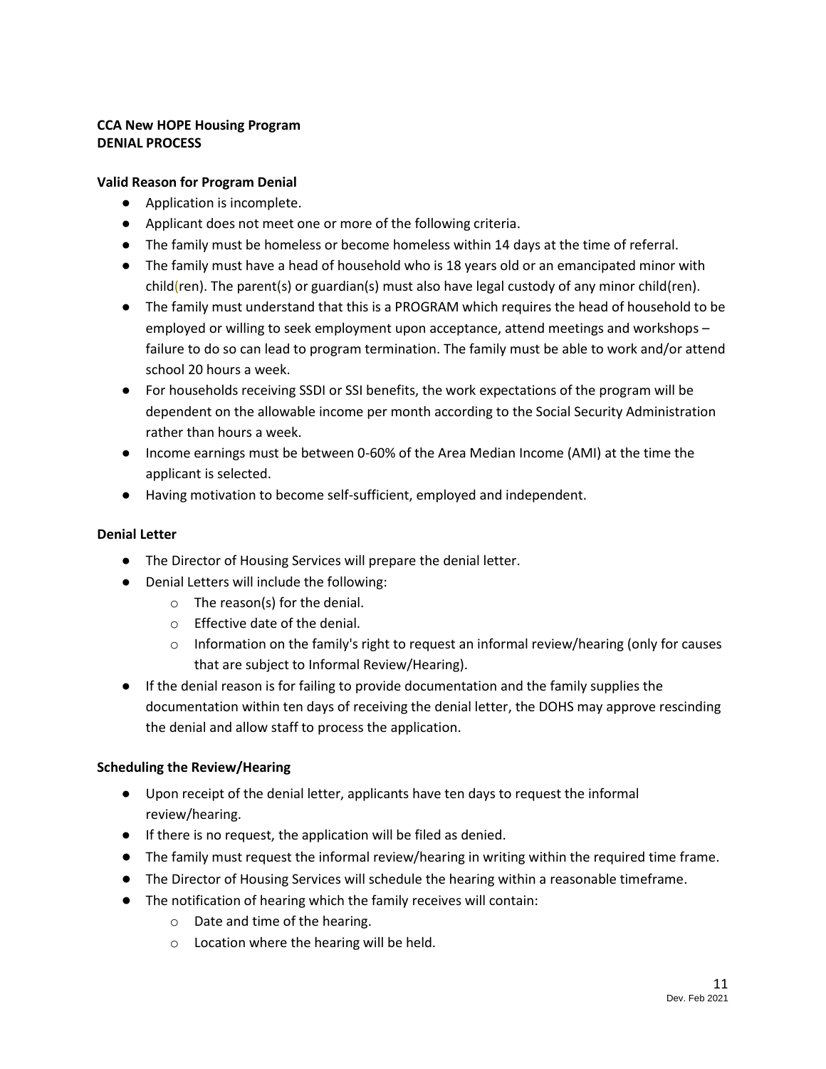**CCA New HOPE Housing Program**
**DENIAL PROCESS**

**Valid Reason for Program Denial**

- Application is incomplete.
- Applicant does not meet one or more of the following criteria.
- The family must be homeless or become homeless within 14 days at the time of referral.
- The family must have a head of household who is 18 years old or an emancipated minor with child(ren). The parent(s) or guardian(s) must also have legal custody of any minor child(ren).
- The family must understand that this is a PROGRAM which requires the head of household to be employed or willing to seek employment upon acceptance, attend meetings and workshops – failure to do so can lead to program termination. The family must be able to work and/or attend school 20 hours a week.
- For households receiving SSDI or SSI benefits, the work expectations of the program will be dependent on the allowable income per month according to the Social Security Administration rather than hours a week.
- Income earnings must be between 0-60% of the Area Median Income (AMI) at the time the applicant is selected.
- Having motivation to become self-sufficient, employed and independent.

**Denial Letter**

- The Director of Housing Services will prepare the denial letter.
- Denial Letters will include the following:
    - The reason(s) for the denial.
    - Effective date of the denial.
    - Information on the family's right to request an informal review/hearing (only for causes that are subject to Informal Review/Hearing).
- If the denial reason is for failing to provide documentation and the family supplies the documentation within ten days of receiving the denial letter, the DOHS may approve rescinding the denial and allow staff to process the application.

**Scheduling the Review/Hearing**

- Upon receipt of the denial letter, applicants have ten days to request the informal review/hearing.
- If there is no request, the application will be filed as denied.
- The family must request the informal review/hearing in writing within the required time frame.
- The Director of Housing Services will schedule the hearing within a reasonable timeframe.
- The notification of hearing which the family receives will contain:
    - Date and time of the hearing.
    - Location where the hearing will be held.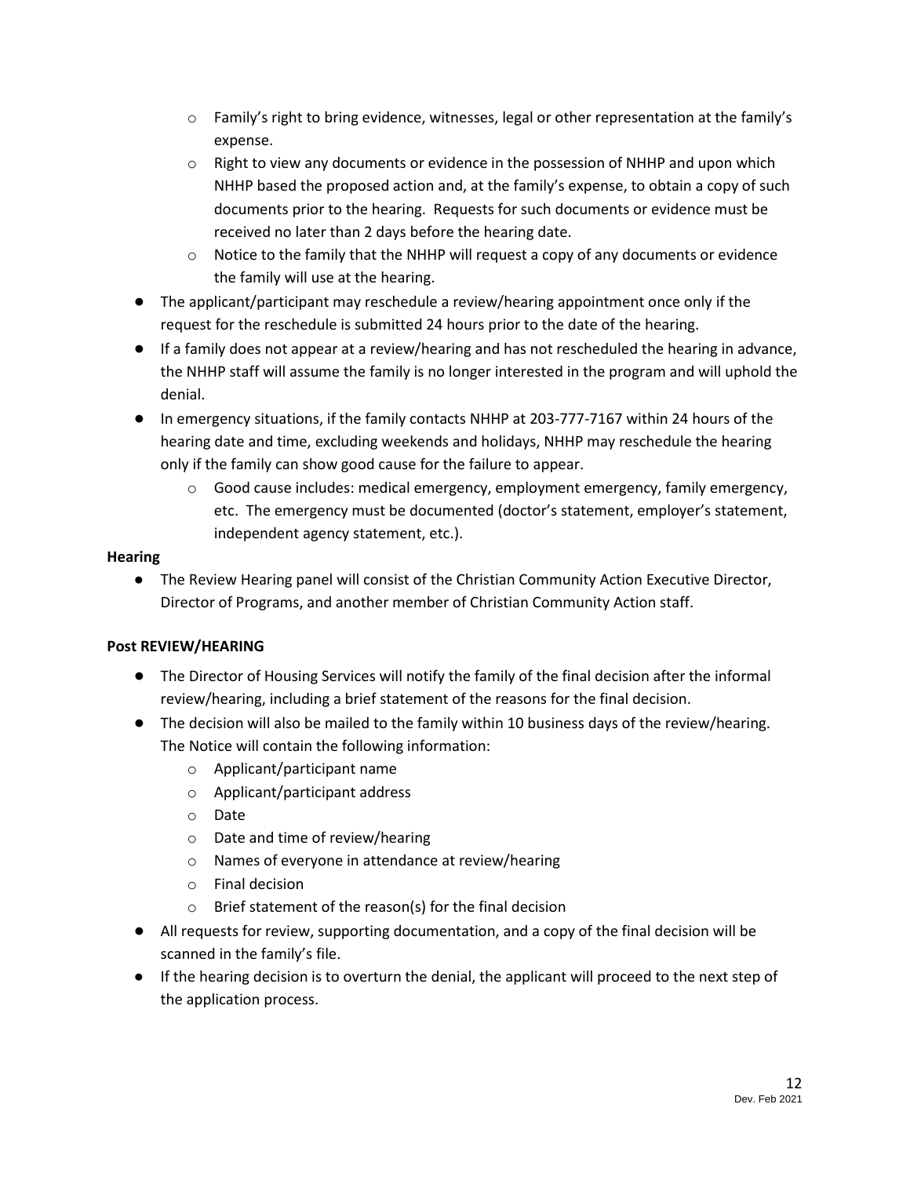- Family's right to bring evidence, witnesses, legal or other representation at the family's expense.
    - Right to view any documents or evidence in the possession of NHHP and upon which NHHP based the proposed action and, at the family's expense, to obtain a copy of such documents prior to the hearing. Requests for such documents or evidence must be received no later than 2 days before the hearing date.
    - Notice to the family that the NHHP will request a copy of any documents or evidence the family will use at the hearing.
- The applicant/participant may reschedule a review/hearing appointment once only if the request for the reschedule is submitted 24 hours prior to the date of the hearing.
- If a family does not appear at a review/hearing and has not rescheduled the hearing in advance, the NHHP staff will assume the family is no longer interested in the program and will uphold the denial.
- In emergency situations, if the family contacts NHHP at 203-777-7167 within 24 hours of the hearing date and time, excluding weekends and holidays, NHHP may reschedule the hearing only if the family can show good cause for the failure to appear.
    - Good cause includes: medical emergency, employment emergency, family emergency, etc. The emergency must be documented (doctor's statement, employer's statement, independent agency statement, etc.).

**Hearing**

- The Review Hearing panel will consist of the Christian Community Action Executive Director, Director of Programs, and another member of Christian Community Action staff.

**Post REVIEW/HEARING**

- The Director of Housing Services will notify the family of the final decision after the informal review/hearing, including a brief statement of the reasons for the final decision.
- The decision will also be mailed to the family within 10 business days of the review/hearing. The Notice will contain the following information:
    - Applicant/participant name
    - Applicant/participant address
    - Date
    - Date and time of review/hearing
    - Names of everyone in attendance at review/hearing
    - Final decision
    - Brief statement of the reason(s) for the final decision
- All requests for review, supporting documentation, and a copy of the final decision will be scanned in the family's file.
- If the hearing decision is to overturn the denial, the applicant will proceed to the next step of the application process.

Dev. Feb 2021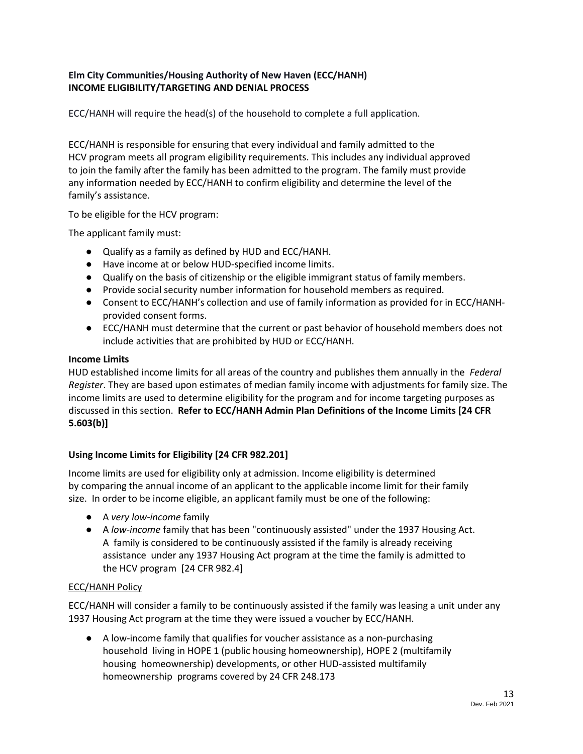**Elm City Communities/Housing Authority of New Haven (ECC/HANH)**
**INCOME ELIGIBILITY/TARGETING AND DENIAL PROCESS**

ECC/HANH will require the head(s) of the household to complete a full application.

ECC/HANH is responsible for ensuring that every individual and family admitted to the HCV program meets all program eligibility requirements. This includes any individual approved to join the family after the family has been admitted to the program. The family must provide any information needed by ECC/HANH to confirm eligibility and determine the level of the family's assistance.

To be eligible for the HCV program:

The applicant family must:

- Qualify as a family as defined by HUD and ECC/HANH.
- Have income at or below HUD-specified income limits.
- Qualify on the basis of citizenship or the eligible immigrant status of family members.
- Provide social security number information for household members as required.
- Consent to ECC/HANH's collection and use of family information as provided for in ECC/HANH-provided consent forms.
- ECC/HANH must determine that the current or past behavior of household members does not include activities that are prohibited by HUD or ECC/HANH.

**Income Limits**

HUD established income limits for all areas of the country and publishes them annually in the *Federal Register*. They are based upon estimates of median family income with adjustments for family size. The income limits are used to determine eligibility for the program and for income targeting purposes as discussed in this section. **Refer to ECC/HANH Admin Plan Definitions of the Income Limits [24 CFR 5.603(b)]**

**Using Income Limits for Eligibility [24 CFR 982.201]**

Income limits are used for eligibility only at admission. Income eligibility is determined by comparing the annual income of an applicant to the applicable income limit for their family size. In order to be income eligible, an applicant family must be one of the following:

- A *very low-income* family
- A *low-income* family that has been "continuously assisted" under the 1937 Housing Act. A family is considered to be continuously assisted if the family is already receiving assistance under any 1937 Housing Act program at the time the family is admitted to the HCV program [24 CFR 982.4]

<u>ECC/HANH Policy</u>

ECC/HANH will consider a family to be continuously assisted if the family was leasing a unit under any 1937 Housing Act program at the time they were issued a voucher by ECC/HANH.

- A low-income family that qualifies for voucher assistance as a non-purchasing household living in HOPE 1 (public housing homeownership), HOPE 2 (multifamily housing homeownership) developments, or other HUD-assisted multifamily homeownership programs covered by 24 CFR 248.173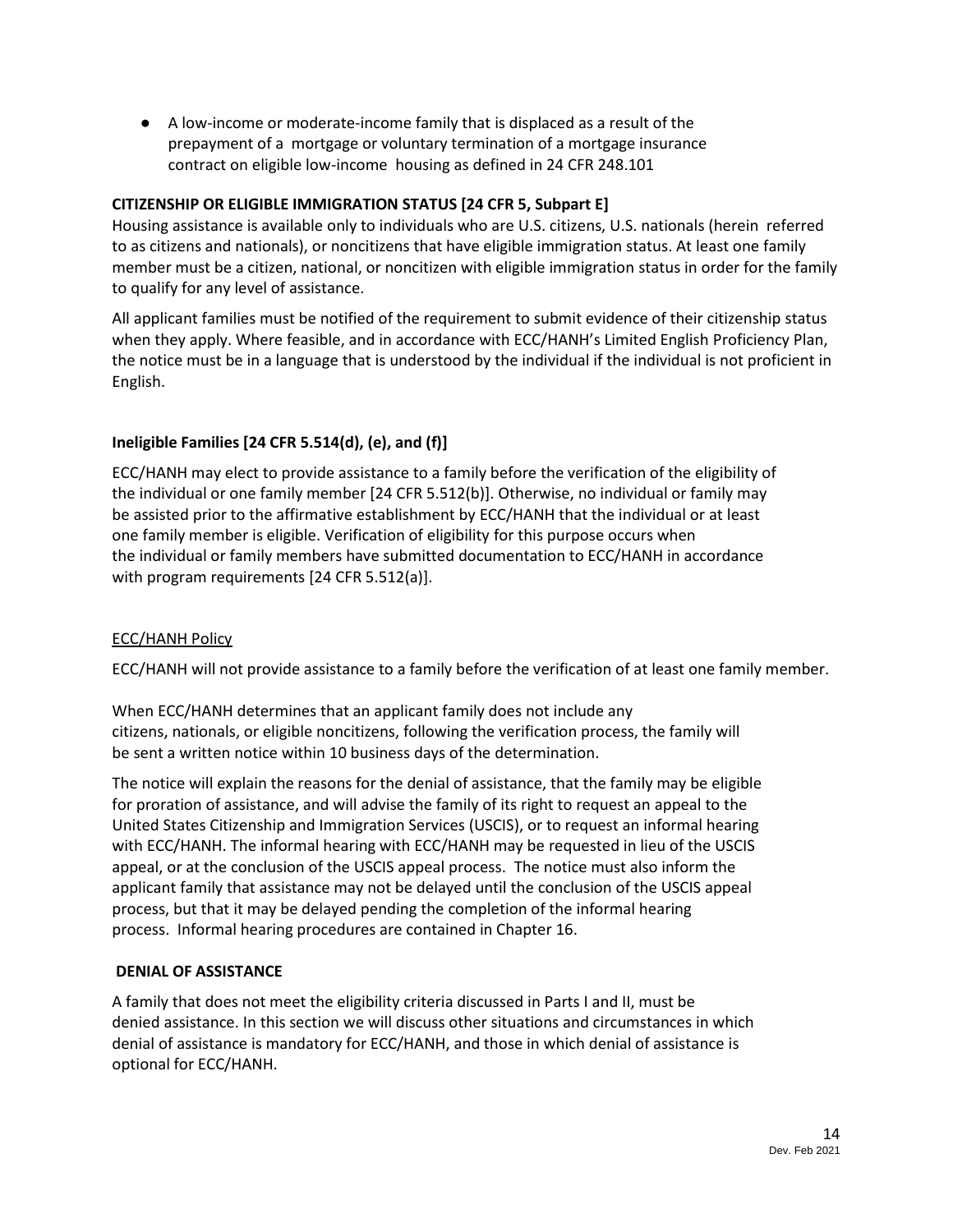- A low-income or moderate-income family that is displaced as a result of the prepayment of a mortgage or voluntary termination of a mortgage insurance contract on eligible low-income housing as defined in 24 CFR 248.101

**CITIZENSHIP OR ELIGIBLE IMMIGRATION STATUS [24 CFR 5, Subpart E]**

Housing assistance is available only to individuals who are U.S. citizens, U.S. nationals (herein referred to as citizens and nationals), or noncitizens that have eligible immigration status. At least one family member must be a citizen, national, or noncitizen with eligible immigration status in order for the family to qualify for any level of assistance.

All applicant families must be notified of the requirement to submit evidence of their citizenship status when they apply. Where feasible, and in accordance with ECC/HANH's Limited English Proficiency Plan, the notice must be in a language that is understood by the individual if the individual is not proficient in English.

**Ineligible Families [24 CFR 5.514(d), (e), and (f)]**

ECC/HANH may elect to provide assistance to a family before the verification of the eligibility of the individual or one family member [24 CFR 5.512(b)]. Otherwise, no individual or family may be assisted prior to the affirmative establishment by ECC/HANH that the individual or at least one family member is eligible. Verification of eligibility for this purpose occurs when the individual or family members have submitted documentation to ECC/HANH in accordance with program requirements [24 CFR 5.512(a)].

<u>ECC/HANH Policy</u>

ECC/HANH will not provide assistance to a family before the verification of at least one family member.

When ECC/HANH determines that an applicant family does not include any citizens, nationals, or eligible noncitizens, following the verification process, the family will be sent a written notice within 10 business days of the determination.

The notice will explain the reasons for the denial of assistance, that the family may be eligible for proration of assistance, and will advise the family of its right to request an appeal to the United States Citizenship and Immigration Services (USCIS), or to request an informal hearing with ECC/HANH. The informal hearing with ECC/HANH may be requested in lieu of the USCIS appeal, or at the conclusion of the USCIS appeal process. The notice must also inform the applicant family that assistance may not be delayed until the conclusion of the USCIS appeal process, but that it may be delayed pending the completion of the informal hearing process. Informal hearing procedures are contained in Chapter 16.

**DENIAL OF ASSISTANCE**

A family that does not meet the eligibility criteria discussed in Parts I and II, must be denied assistance. In this section we will discuss other situations and circumstances in which denial of assistance is mandatory for ECC/HANH, and those in which denial of assistance is optional for ECC/HANH.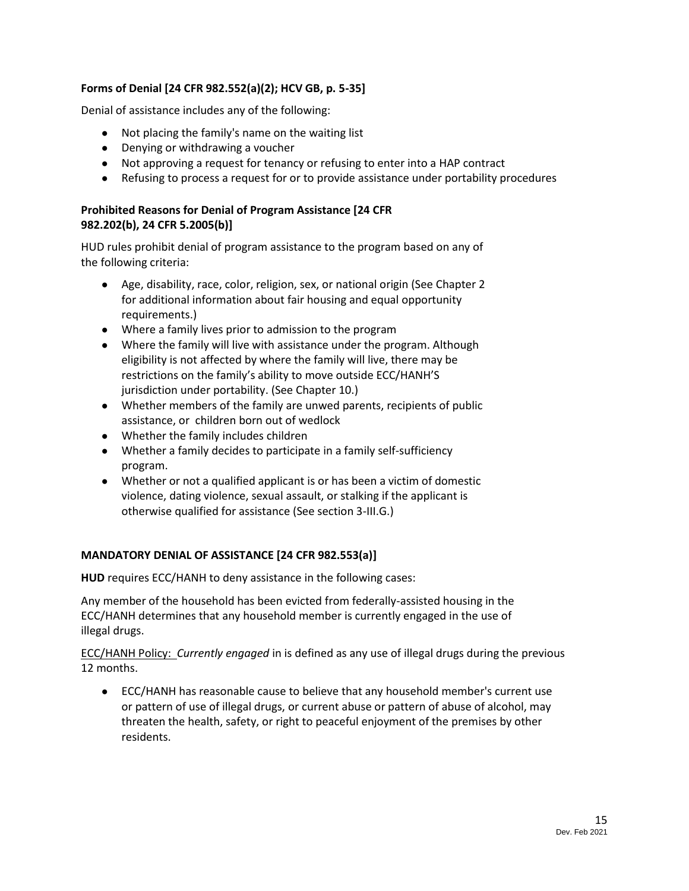**Forms of Denial [24 CFR 982.552(a)(2); HCV GB, p. 5-35]**

Denial of assistance includes any of the following:

- Not placing the family's name on the waiting list
- Denying or withdrawing a voucher
- Not approving a request for tenancy or refusing to enter into a HAP contract
- Refusing to process a request for or to provide assistance under portability procedures

**Prohibited Reasons for Denial of Program Assistance [24 CFR 982.202(b), 24 CFR 5.2005(b)]**

HUD rules prohibit denial of program assistance to the program based on any of the following criteria:

- Age, disability, race, color, religion, sex, or national origin (See Chapter 2 for additional information about fair housing and equal opportunity requirements.)
- Where a family lives prior to admission to the program
- Where the family will live with assistance under the program. Although eligibility is not affected by where the family will live, there may be restrictions on the family's ability to move outside ECC/HANH'S jurisdiction under portability. (See Chapter 10.)
- Whether members of the family are unwed parents, recipients of public assistance, or children born out of wedlock
- Whether the family includes children
- Whether a family decides to participate in a family self-sufficiency program.
- Whether or not a qualified applicant is or has been a victim of domestic violence, dating violence, sexual assault, or stalking if the applicant is otherwise qualified for assistance (See section 3-III.G.)

**MANDATORY DENIAL OF ASSISTANCE [24 CFR 982.553(a)]**

**HUD** requires ECC/HANH to deny assistance in the following cases:

Any member of the household has been evicted from federally-assisted housing in the ECC/HANH determines that any household member is currently engaged in the use of illegal drugs.

ECC/HANH Policy: *Currently engaged* in is defined as any use of illegal drugs during the previous 12 months.

- ECC/HANH has reasonable cause to believe that any household member's current use or pattern of use of illegal drugs, or current abuse or pattern of abuse of alcohol, may threaten the health, safety, or right to peaceful enjoyment of the premises by other residents.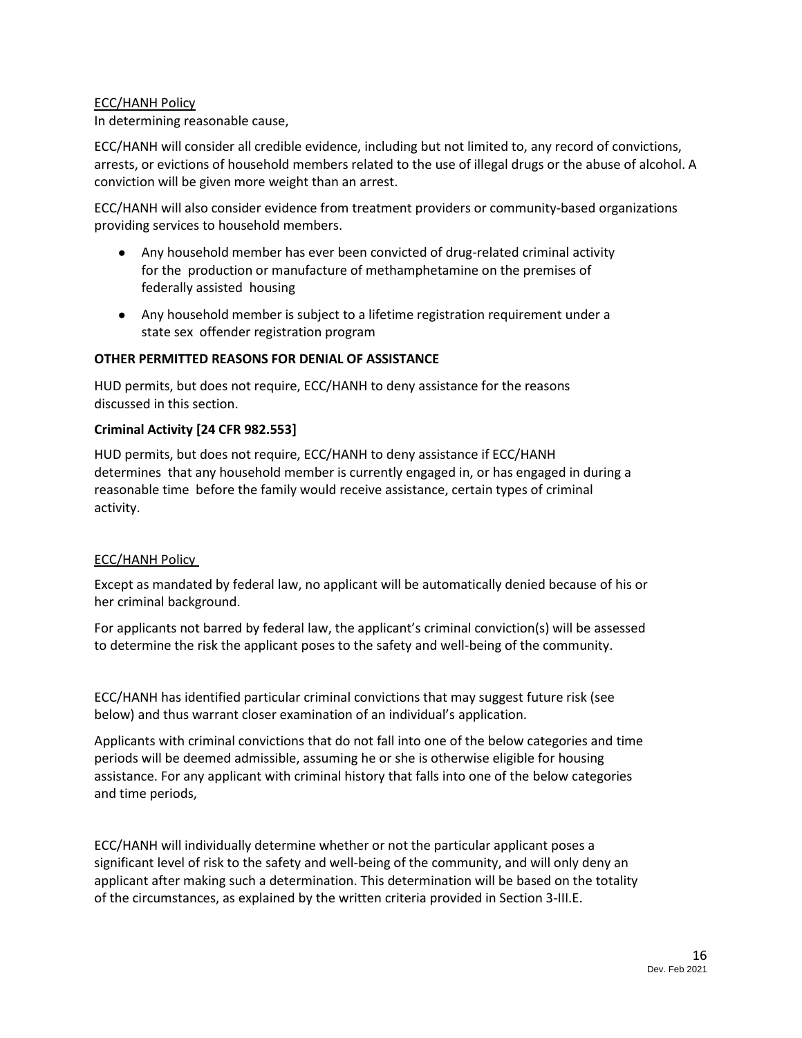ECC/HANH Policy

In determining reasonable cause,

ECC/HANH will consider all credible evidence, including but not limited to, any record of convictions, arrests, or evictions of household members related to the use of illegal drugs or the abuse of alcohol. A conviction will be given more weight than an arrest.

ECC/HANH will also consider evidence from treatment providers or community-based organizations providing services to household members.

- Any household member has ever been convicted of drug-related criminal activity for the production or manufacture of methamphetamine on the premises of federally assisted housing
- Any household member is subject to a lifetime registration requirement under a state sex offender registration program

**OTHER PERMITTED REASONS FOR DENIAL OF ASSISTANCE**

HUD permits, but does not require, ECC/HANH to deny assistance for the reasons discussed in this section.

**Criminal Activity [24 CFR 982.553]**

HUD permits, but does not require, ECC/HANH to deny assistance if ECC/HANH determines that any household member is currently engaged in, or has engaged in during a reasonable time before the family would receive assistance, certain types of criminal activity.

ECC/HANH Policy

Except as mandated by federal law, no applicant will be automatically denied because of his or her criminal background.

For applicants not barred by federal law, the applicant's criminal conviction(s) will be assessed to determine the risk the applicant poses to the safety and well-being of the community.

ECC/HANH has identified particular criminal convictions that may suggest future risk (see below) and thus warrant closer examination of an individual's application.

Applicants with criminal convictions that do not fall into one of the below categories and time periods will be deemed admissible, assuming he or she is otherwise eligible for housing assistance. For any applicant with criminal history that falls into one of the below categories and time periods,

ECC/HANH will individually determine whether or not the particular applicant poses a significant level of risk to the safety and well-being of the community, and will only deny an applicant after making such a determination. This determination will be based on the totality of the circumstances, as explained by the written criteria provided in Section 3-III.E.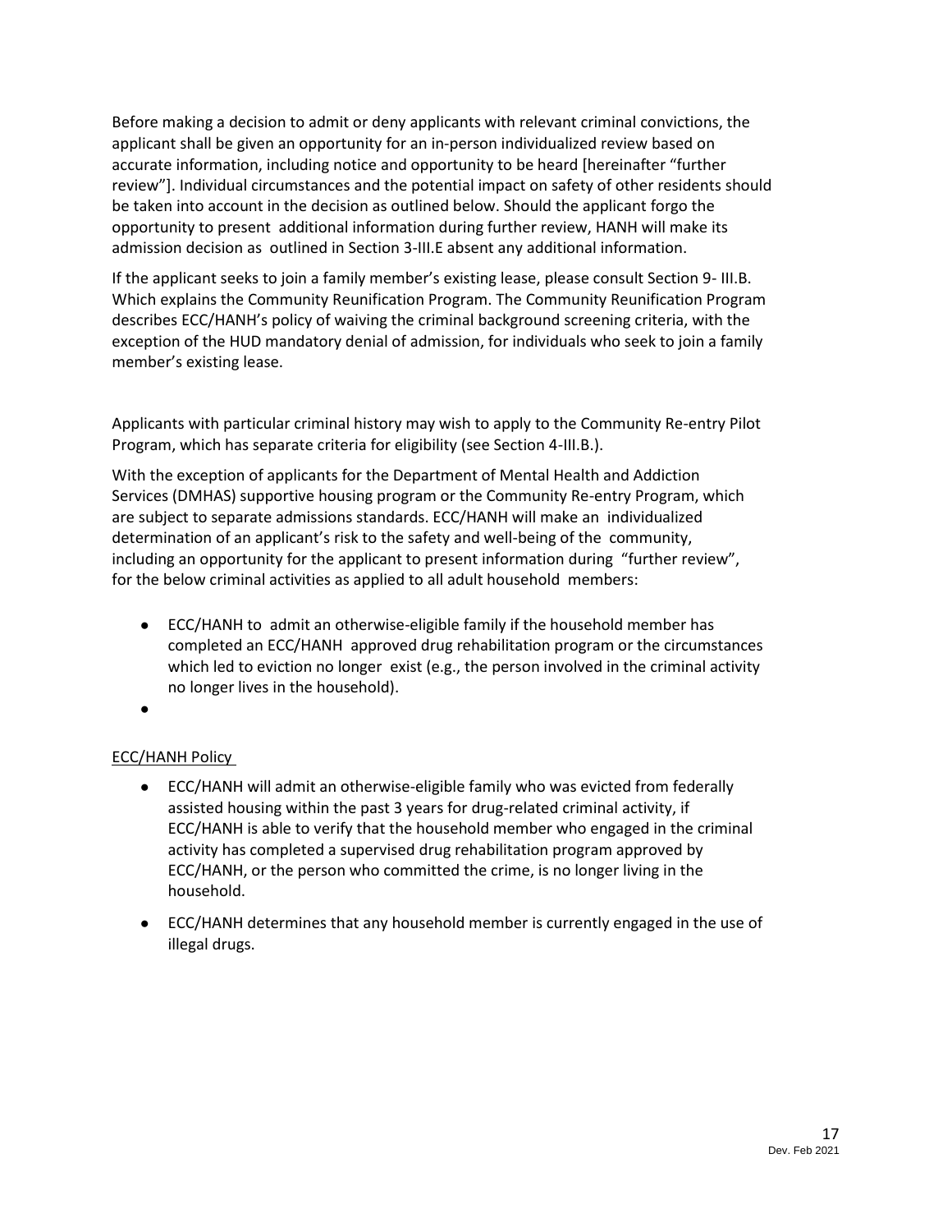Before making a decision to admit or deny applicants with relevant criminal convictions, the applicant shall be given an opportunity for an in-person individualized review based on accurate information, including notice and opportunity to be heard [hereinafter "further review"]. Individual circumstances and the potential impact on safety of other residents should be taken into account in the decision as outlined below. Should the applicant forgo the opportunity to present additional information during further review, HANH will make its admission decision as outlined in Section 3-III.E absent any additional information.

If the applicant seeks to join a family member's existing lease, please consult Section 9- III.B. Which explains the Community Reunification Program. The Community Reunification Program describes ECC/HANH's policy of waiving the criminal background screening criteria, with the exception of the HUD mandatory denial of admission, for individuals who seek to join a family member's existing lease.

Applicants with particular criminal history may wish to apply to the Community Re-entry Pilot Program, which has separate criteria for eligibility (see Section 4-III.B.).

With the exception of applicants for the Department of Mental Health and Addiction Services (DMHAS) supportive housing program or the Community Re-entry Program, which are subject to separate admissions standards. ECC/HANH will make an individualized determination of an applicant's risk to the safety and well-being of the community, including an opportunity for the applicant to present information during "further review", for the below criminal activities as applied to all adult household members:

- ECC/HANH to admit an otherwise-eligible family if the household member has completed an ECC/HANH approved drug rehabilitation program or the circumstances which led to eviction no longer exist (e.g., the person involved in the criminal activity no longer lives in the household).
- 

ECC/HANH Policy

- ECC/HANH will admit an otherwise-eligible family who was evicted from federally assisted housing within the past 3 years for drug-related criminal activity, if ECC/HANH is able to verify that the household member who engaged in the criminal activity has completed a supervised drug rehabilitation program approved by ECC/HANH, or the person who committed the crime, is no longer living in the household.
- ECC/HANH determines that any household member is currently engaged in the use of illegal drugs.

Dev. Feb 2021